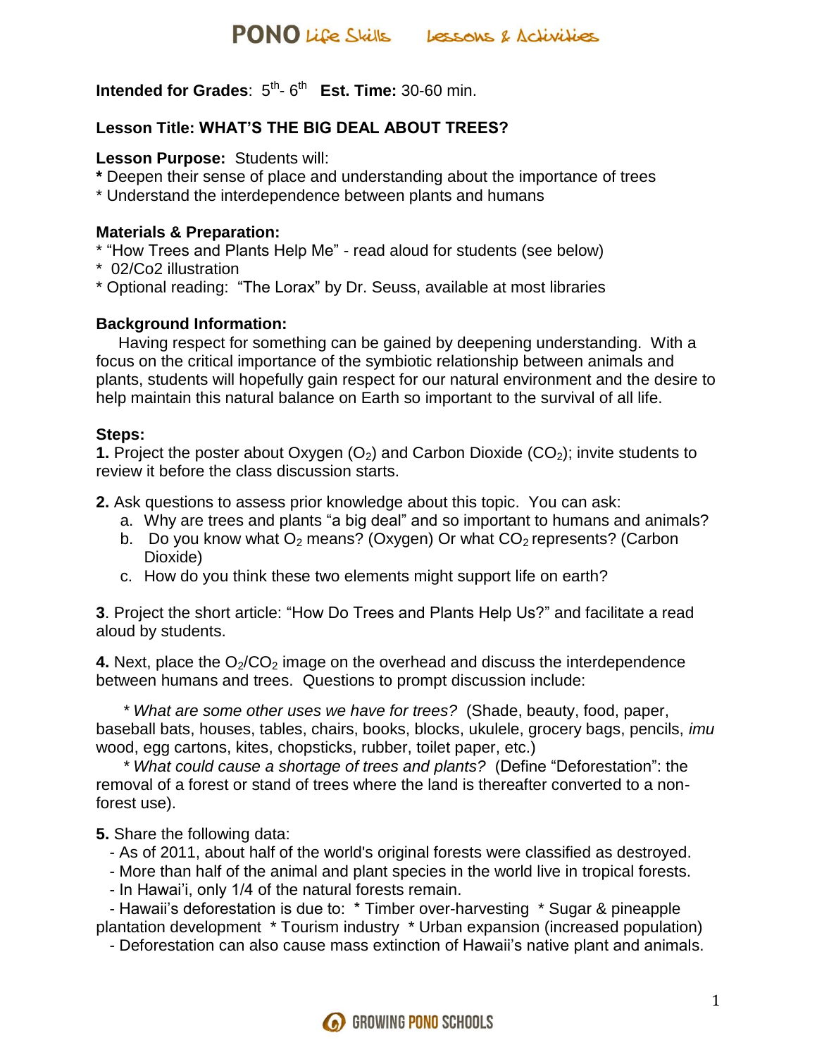**Intended for Grades**: 5th- 6th **Est. Time:** 30-60 min.

**Lesson Title: WHAT'S THE BIG DEAL ABOUT TREES?**

**Lesson Purpose:** Students will:

**\*** Deepen their sense of place and understanding about the importance of trees
\* Understand the interdependence between plants and humans

**Materials & Preparation:**

\* "How Trees and Plants Help Me" - read aloud for students (see below)
\* 02/Co2 illustration
\* Optional reading: "The Lorax" by Dr. Seuss, available at most libraries

**Background Information:**

Having respect for something can be gained by deepening understanding. With a focus on the critical importance of the symbiotic relationship between animals and plants, students will hopefully gain respect for our natural environment and the desire to help maintain this natural balance on Earth so important to the survival of all life.

**Steps:**

**1.** Project the poster about Oxygen ($O_2$) and Carbon Dioxide ($CO_2$); invite students to review it before the class discussion starts.

**2.** Ask questions to assess prior knowledge about this topic. You can ask:

a. Why are trees and plants "a big deal" and so important to humans and animals?
b. Do you know what $O_2$ means? (Oxygen) Or what $CO_2$ represents? (Carbon Dioxide)
c. How do you think these two elements might support life on earth?

**3**. Project the short article: "How Do Trees and Plants Help Us?" and facilitate a read aloud by students.

**4.** Next, place the $O_2$/$CO_2$ image on the overhead and discuss the interdependence between humans and trees. Questions to prompt discussion include:

\* *What are some other uses we have for trees?* (Shade, beauty, food, paper, baseball bats, houses, tables, chairs, books, blocks, ukulele, grocery bags, pencils, *imu* wood, egg cartons, kites, chopsticks, rubber, toilet paper, etc.)

\* *What could cause a shortage of trees and plants?* (Define "Deforestation": the removal of a forest or stand of trees where the land is thereafter converted to a non-forest use).

**5.** Share the following data:

- As of 2011, about half of the world's original forests were classified as destroyed.
- More than half of the animal and plant species in the world live in tropical forests.
- In Hawai'i, only 1/4 of the natural forests remain.
- Hawaii's deforestation is due to: \* Timber over-harvesting \* Sugar & pineapple plantation development \* Tourism industry \* Urban expansion (increased population)
- Deforestation can also cause mass extinction of Hawaii's native plant and animals.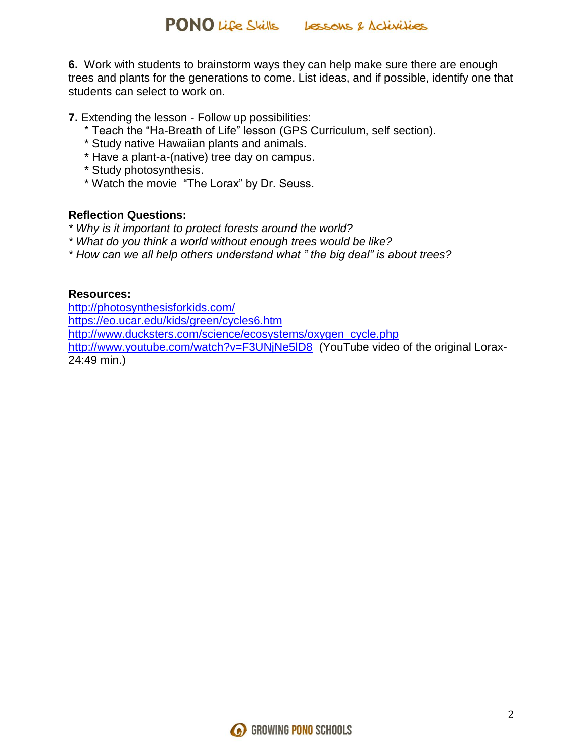**6.** Work with students to brainstorm ways they can help make sure there are enough trees and plants for the generations to come. List ideas, and if possible, identify one that students can select to work on.

**7.** Extending the lesson - Follow up possibilities:

* Teach the “Ha-Breath of Life” lesson (GPS Curriculum, self section).
* Study native Hawaiian plants and animals.
* Have a plant-a-(native) tree day on campus.
* Study photosynthesis.
* Watch the movie “The Lorax” by Dr. Seuss.

**Reflection Questions:**

*\* Why is it important to protect forests around the world?*
*\* What do you think a world without enough trees would be like?*
*\* How can we all help others understand what ” the big deal” is about trees?*

**Resources:**

http://photosynthesisforkids.com/
https://eo.ucar.edu/kids/green/cycles6.htm
http://www.ducksters.com/science/ecosystems/oxygen_cycle.php
http://www.youtube.com/watch?v=F3UNjNe5lD8 (YouTube video of the original Lorax- 24:49 min.)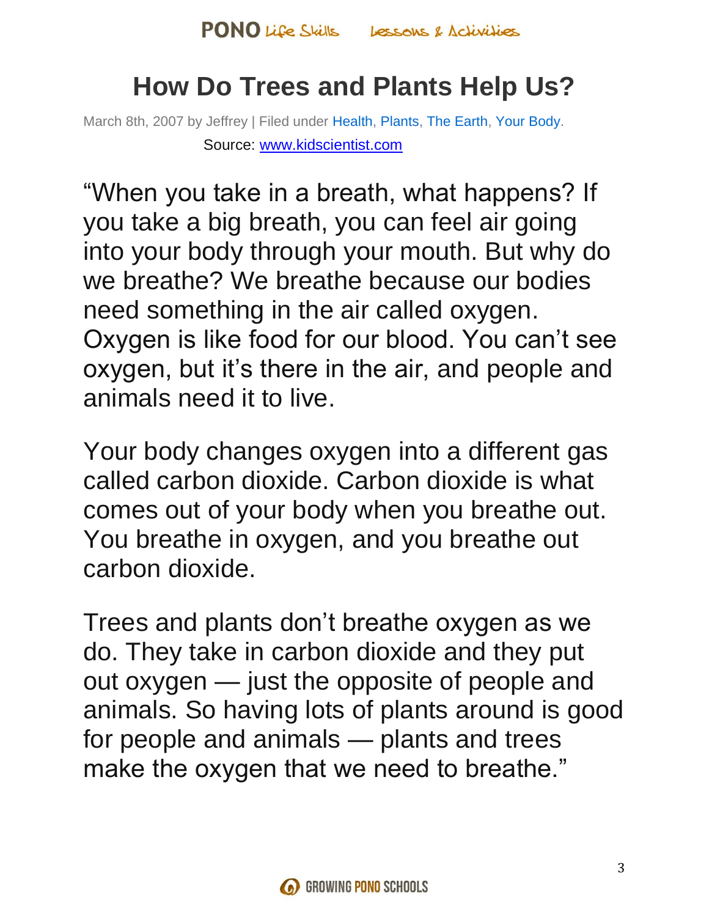# How Do Trees and Plants Help Us?

March 8th, 2007 by Jeffrey | Filed under Health, Plants, The Earth, Your Body.

Source: www.kidscientist.com

"When you take in a breath, what happens? If you take a big breath, you can feel air going into your body through your mouth. But why do we breathe? We breathe because our bodies need something in the air called oxygen. Oxygen is like food for our blood. You can't see oxygen, but it's there in the air, and people and animals need it to live.

Your body changes oxygen into a different gas called carbon dioxide. Carbon dioxide is what comes out of your body when you breathe out. You breathe in oxygen, and you breathe out carbon dioxide.

Trees and plants don't breathe oxygen as we do. They take in carbon dioxide and they put out oxygen — just the opposite of people and animals. So having lots of plants around is good for people and animals — plants and trees make the oxygen that we need to breathe."